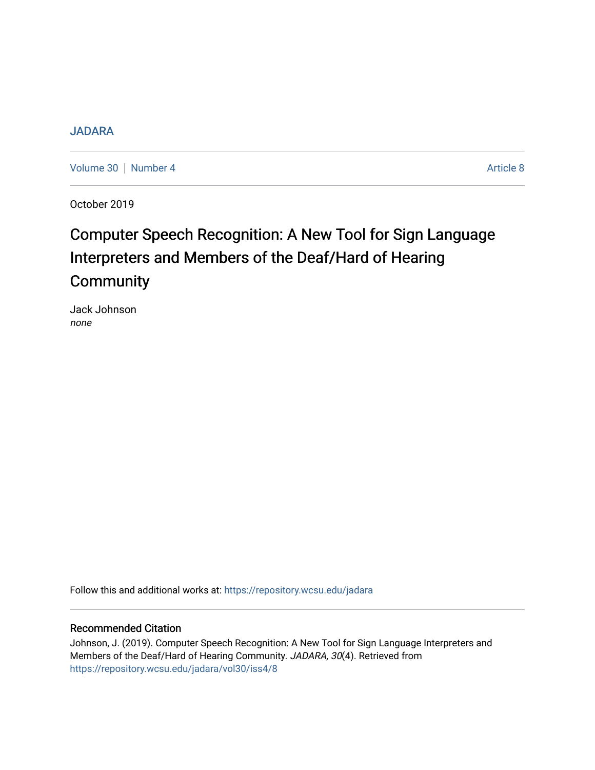JADARA

Volume 30 | Number 4 Article 8

October 2019

# Computer Speech Recognition: A New Tool for Sign Language Interpreters and Members of the Deaf/Hard of Hearing Community

Jack Johnson
*none*

Follow this and additional works at: https://repository.wcsu.edu/jadara

## Recommended Citation

Johnson, J. (2019). Computer Speech Recognition: A New Tool for Sign Language Interpreters and Members of the Deaf/Hard of Hearing Community. *JADARA, 30*(4). Retrieved from https://repository.wcsu.edu/jadara/vol30/iss4/8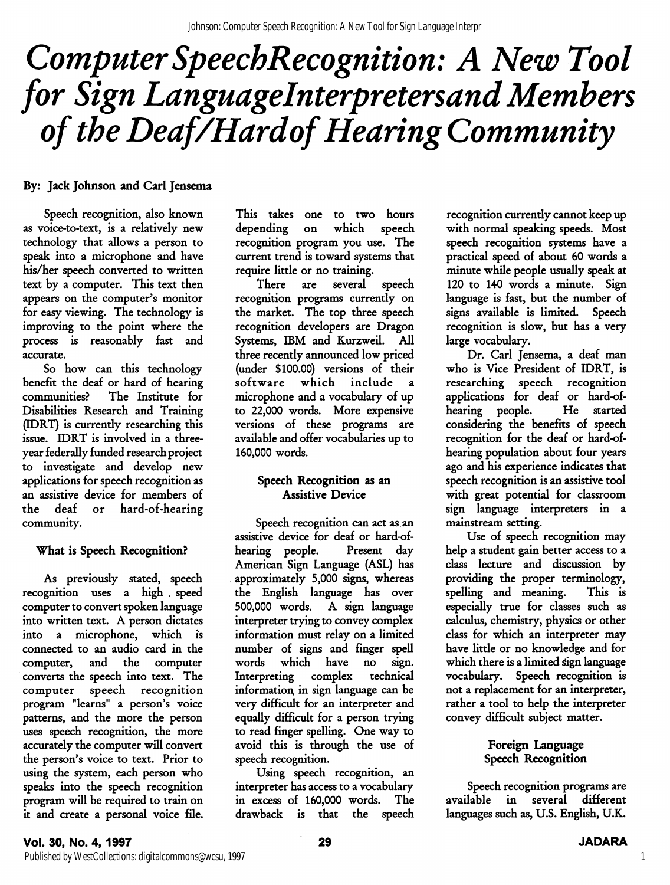# Computer SpeechRecognition: A New Tool for Sign LanguageInterpretersand Members of the Deaf/Hardof Hearing Community

**By: Jack Johnson and Carl Jensema**

Speech recognition, also known as voice-to-text, is a relatively new technology that allows a person to speak into a microphone and have his/her speech converted to written text by a computer. This text then appears on the computer's monitor for easy viewing. The technology is improving to the point where the process is reasonably fast and accurate.

So how can this technology benefit the deaf or hard of hearing communities? The Institute for Disabilities Research and Training (IDRT) is currently researching this issue. IDRT is involved in a three-year federally funded research project to investigate and develop new applications for speech recognition as an assistive device for members of the deaf or hard-of-hearing community.

### What is Speech Recognition?

As previously stated, speech recognition uses a high speed computer to convert spoken language into written text. A person dictates into a microphone, which is connected to an audio card in the computer, and the computer converts the speech into text. The computer speech recognition program "learns" a person's voice patterns, and the more the person uses speech recognition, the more accurately the computer will convert the person's voice to text. Prior to using the system, each person who speaks into the speech recognition program will be required to train on it and create a personal voice file. This takes one to two hours depending on which speech recognition program you use. The current trend is toward systems that require little or no training.

There are several speech recognition programs currently on the market. The top three speech recognition developers are Dragon Systems, IBM and Kurzweil. All three recently announced low priced (under $100.00) versions of their software which include a microphone and a vocabulary of up to 22,000 words. More expensive versions of these programs are available and offer vocabularies up to 160,000 words.

### Speech Recognition as an Assistive Device

Speech recognition can act as an assistive device for deaf or hard-of-hearing people. Present day American Sign Language (ASL) has approximately 5,000 signs, whereas the English language has over 500,000 words. A sign language interpreter trying to convey complex information must relay on a limited number of signs and finger spell words which have no sign. Interpreting complex technical information, in sign language can be very difficult for an interpreter and equally difficult for a person trying to read finger spelling. One way to avoid this is through the use of speech recognition.

Using speech recognition, an interpreter has access to a vocabulary in excess of 160,000 words. The drawback is that the speech recognition currently cannot keep up with normal speaking speeds. Most speech recognition systems have a practical speed of about 60 words a minute while people usually speak at 120 to 140 words a minute. Sign language is fast, but the number of signs available is limited. Speech recognition is slow, but has a very large vocabulary.

Dr. Carl Jensema, a deaf man who is Vice President of IDRT, is researching speech recognition applications for deaf or hard-of-hearing people. He started considering the benefits of speech recognition for the deaf or hard-of-hearing population about four years ago and his experience indicates that speech recognition is an assistive tool with great potential for classroom sign language interpreters in a mainstream setting.

Use of speech recognition may help a student gain better access to a class lecture and discussion by providing the proper terminology, spelling and meaning. This is especially true for classes such as calculus, chemistry, physics or other class for which an interpreter may have little or no knowledge and for which there is a limited sign language vocabulary. Speech recognition is not a replacement for an interpreter, rather a tool to help the interpreter convey difficult subject matter.

### Foreign Language Speech Recognition

Speech recognition programs are available in several different languages such as, U.S. English, U.K.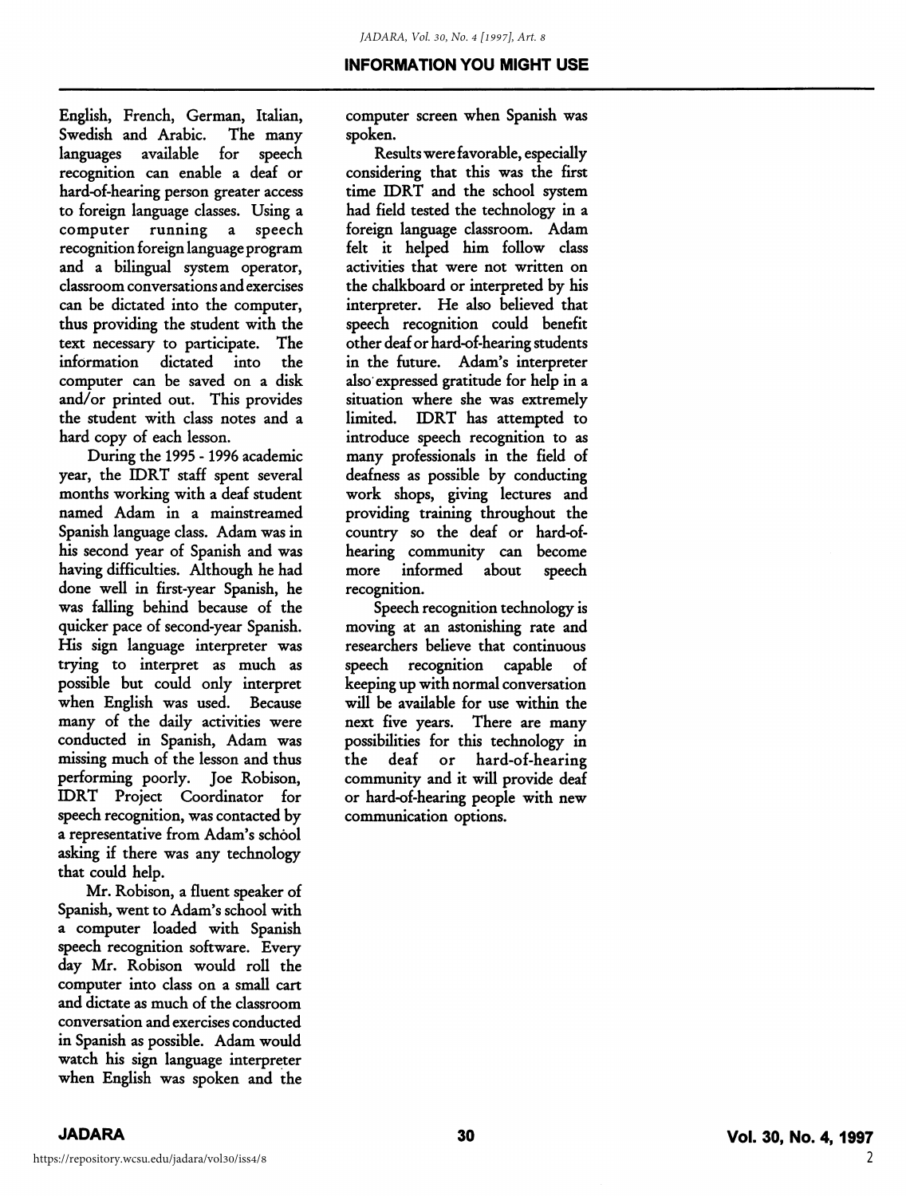English, French, German, Italian, Swedish and Arabic. The many languages available for speech recognition can enable a deaf or hard-of-hearing person greater access to foreign language classes. Using a computer running a speech recognition foreign language program and a bilingual system operator, classroom conversations and exercises can be dictated into the computer, thus providing the student with the text necessary to participate. The information dictated into the computer can be saved on a disk and/or printed out. This provides the student with class notes and a hard copy of each lesson.

During the 1995 - 1996 academic year, the IDRT staff spent several months working with a deaf student named Adam in a mainstreamed Spanish language class. Adam was in his second year of Spanish and was having difficulties. Although he had done well in first-year Spanish, he was falling behind because of the quicker pace of second-year Spanish. His sign language interpreter was trying to interpret as much as possible but could only interpret when English was used. Because many of the daily activities were conducted in Spanish, Adam was missing much of the lesson and thus performing poorly. Joe Robison, IDRT Project Coordinator for speech recognition, was contacted by a representative from Adam's school asking if there was any technology that could help.

Mr. Robison, a fluent speaker of Spanish, went to Adam's school with a computer loaded with Spanish speech recognition software. Every day Mr. Robison would roll the computer into class on a small cart and dictate as much of the classroom conversation and exercises conducted in Spanish as possible. Adam would watch his sign language interpreter when English was spoken and the computer screen when Spanish was spoken.

Results were favorable, especially considering that this was the first time IDRT and the school system had field tested the technology in a foreign language classroom. Adam felt it helped him follow class activities that were not written on the chalkboard or interpreted by his interpreter. He also believed that speech recognition could benefit other deaf or hard-of-hearing students in the future. Adam's interpreter also expressed gratitude for help in a situation where she was extremely limited. IDRT has attempted to introduce speech recognition to as many professionals in the field of deafness as possible by conducting work shops, giving lectures and providing training throughout the country so the deaf or hard-of-hearing community can become more informed about speech recognition.

Speech recognition technology is moving at an astonishing rate and researchers believe that continuous speech recognition capable of keeping up with normal conversation will be available for use within the next five years. There are many possibilities for this technology in the deaf or hard-of-hearing community and it will provide deaf or hard-of-hearing people with new communication options.